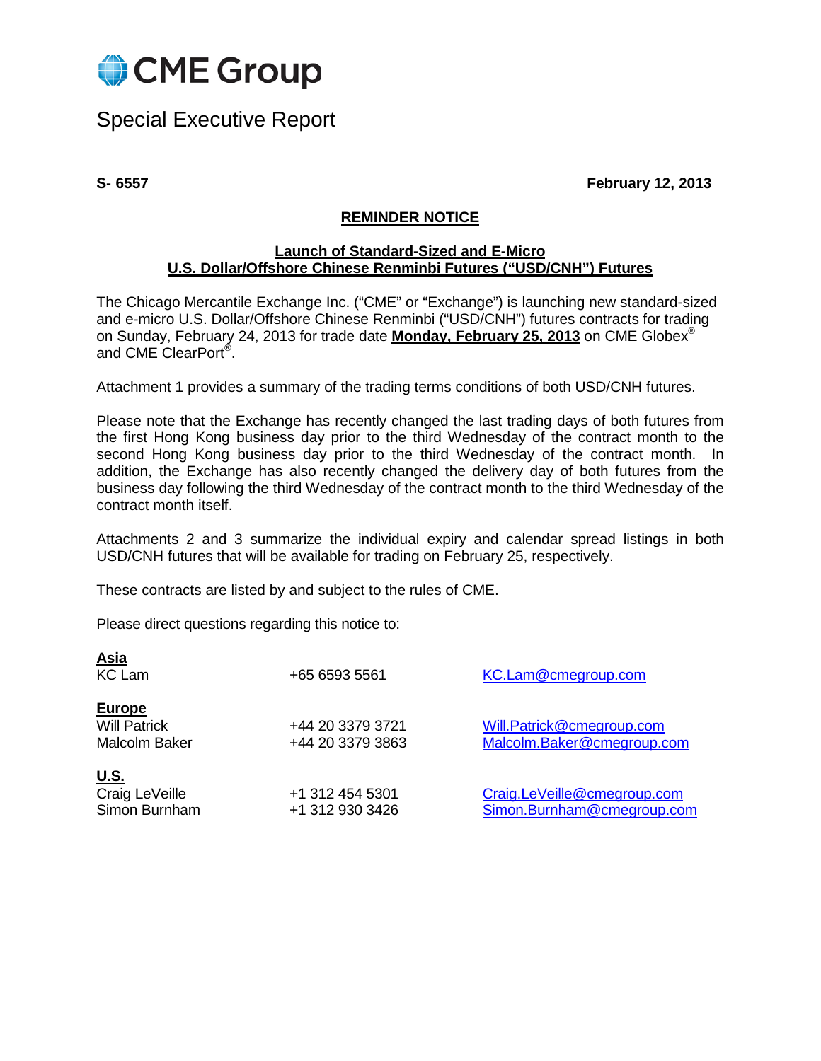# CME Group

## Special Executive Report

**S- 6557** **February 12, 2013**

**REMINDER NOTICE**

**Launch of Standard-Sized and E-Micro U.S. Dollar/Offshore Chinese Renminbi Futures ("USD/CNH") Futures**

The Chicago Mercantile Exchange Inc. ("CME" or "Exchange") is launching new standard-sized and e-micro U.S. Dollar/Offshore Chinese Renminbi ("USD/CNH") futures contracts for trading on Sunday, February 24, 2013 for trade date **Monday, February 25, 2013** on CME Globex® and CME ClearPort®.

Attachment 1 provides a summary of the trading terms conditions of both USD/CNH futures.

Please note that the Exchange has recently changed the last trading days of both futures from the first Hong Kong business day prior to the third Wednesday of the contract month to the second Hong Kong business day prior to the third Wednesday of the contract month. In addition, the Exchange has also recently changed the delivery day of both futures from the business day following the third Wednesday of the contract month to the third Wednesday of the contract month itself.

Attachments 2 and 3 summarize the individual expiry and calendar spread listings in both USD/CNH futures that will be available for trading on February 25, respectively.

These contracts are listed by and subject to the rules of CME.

Please direct questions regarding this notice to:

**Asia**

| | | |
|---|---|---|
| KC Lam | +65 6593 5561 | KC.Lam@cmegroup.com |

**Europe**

| | | |
|---|---|---|
| Will Patrick | +44 20 3379 3721 | Will.Patrick@cmegroup.com |
| Malcolm Baker | +44 20 3379 3863 | Malcolm.Baker@cmegroup.com |

**U.S.**

| | | |
|---|---|---|
| Craig LeVeille | +1 312 454 5301 | Craig.LeVeille@cmegroup.com |
| Simon Burnham | +1 312 930 3426 | Simon.Burnham@cmegroup.com |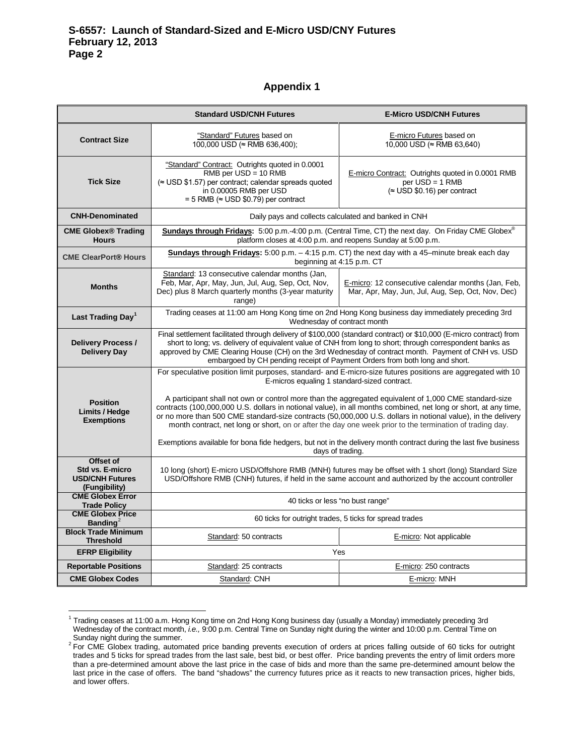## Appendix 1

| | Standard USD/CNH Futures | E-Micro USD/CNH Futures |
|---|---|---|
| **Contract Size** | "Standard" Futures based on 100,000 USD (≈ RMB 636,400); | E-micro Futures based on 10,000 USD (≈ RMB 63,640) |
| **Tick Size** | "Standard" Contract: Outrights quoted in 0.0001 RMB per USD = 10 RMB (≈ USD $1.57) per contract; calendar spreads quoted in 0.00005 RMB per USD = 5 RMB (≈ USD $0.79) per contract | E-micro Contract: Outrights quoted in 0.0001 RMB per USD = 1 RMB (≈ USD $0.16) per contract |
| **CNH-Denominated** | Daily pays and collects calculated and banked in CNH | |
| **CME Globex® Trading Hours** | **Sundays through Fridays:** 5:00 p.m.-4:00 p.m. (Central Time, CT) the next day. On Friday CME Globex® platform closes at 4:00 p.m. and reopens Sunday at 5:00 p.m. | |
| **CME ClearPort® Hours** | **Sundays through Fridays:** 5:00 p.m. – 4:15 p.m. CT) the next day with a 45–minute break each day beginning at 4:15 p.m. CT | |
| **Months** | Standard: 13 consecutive calendar months (Jan, Feb, Mar, Apr, May, Jun, Jul, Aug, Sep, Oct, Nov, Dec) plus 8 March quarterly months (3-year maturity range) | E-micro: 12 consecutive calendar months (Jan, Feb, Mar, Apr, May, Jun, Jul, Aug, Sep, Oct, Nov, Dec) |
| **Last Trading Day**[1] | Trading ceases at 11:00 am Hong Kong time on 2nd Hong Kong business day immediately preceding 3rd Wednesday of contract month | |
| **Delivery Process / Delivery Day** | Final settlement facilitated through delivery of $100,000 (standard contract) or $10,000 (E-micro contract) from short to long; vs. delivery of equivalent value of CNH from long to short; through correspondent banks as approved by CME Clearing House (CH) on the 3rd Wednesday of contract month. Payment of CNH vs. USD embargoed by CH pending receipt of Payment Orders from both long and short. | |
| **Position Limits / Hedge Exemptions** | For speculative position limit purposes, standard- and E-micro-size futures positions are aggregated with 10 E-micros equaling 1 standard-sized contract.<br><br>A participant shall not own or control more than the aggregated equivalent of 1,000 CME standard-size contracts (100,000,000 U.S. dollars in notional value), in all months combined, net long or short, at any time, or no more than 500 CME standard-size contracts (50,000,000 U.S. dollars in notional value), in the delivery month contract, net long or short, on or after the day one week prior to the termination of trading day.<br><br>Exemptions available for bona fide hedgers, but not in the delivery month contract during the last five business days of trading. | |
| **Offset of Std vs. E-micro USD/CNH Futures (Fungibility)** | 10 long (short) E-micro USD/Offshore RMB (MNH) futures may be offset with 1 short (long) Standard Size USD/Offshore RMB (CNH) futures, if held in the same account and authorized by the account controller | |
| **CME Globex Error Trade Policy** | 40 ticks or less "no bust range" | |
| **CME Globex Price Banding**[2] | 60 ticks for outright trades, 5 ticks for spread trades | |
| **Block Trade Minimum Threshold** | Standard: 50 contracts | E-micro: Not applicable |
| **EFRP Eligibility** | Yes | |
| **Reportable Positions** | Standard: 25 contracts | E-micro: 250 contracts |
| **CME Globex Codes** | Standard: CNH | E-micro: MNH |

[1] Trading ceases at 11:00 a.m. Hong Kong time on 2nd Hong Kong business day (usually a Monday) immediately preceding 3rd Wednesday of the contract month, *i.e.,* 9:00 p.m. Central Time on Sunday night during the winter and 10:00 p.m. Central Time on Sunday night during the summer.

[2] For CME Globex trading, automated price banding prevents execution of orders at prices falling outside of 60 ticks for outright trades and 5 ticks for spread trades from the last sale, best bid, or best offer. Price banding prevents the entry of limit orders more than a pre-determined amount above the last price in the case of bids and more than the same pre-determined amount below the last price in the case of offers. The band "shadows" the currency futures price as it reacts to new transaction prices, higher bids, and lower offers.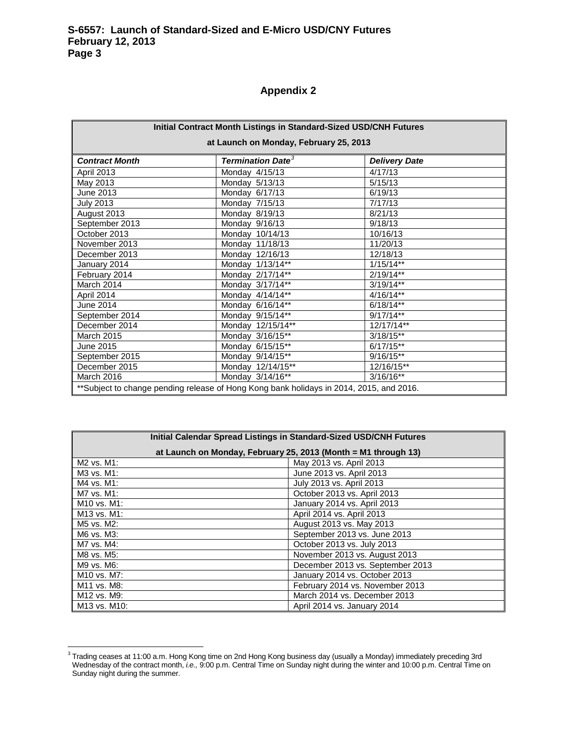## Appendix 2

| Initial Contract Month Listings in Standard-Sized USD/CNH Futures at Launch on Monday, February 25, 2013 | | |
|---|---|---|
| ***Contract Month*** | ***Termination Date***[3] | ***Delivery Date*** |
| April 2013 | Monday 4/15/13 | 4/17/13 |
| May 2013 | Monday 5/13/13 | 5/15/13 |
| June 2013 | Monday 6/17/13 | 6/19/13 |
| July 2013 | Monday 7/15/13 | 7/17/13 |
| August 2013 | Monday 8/19/13 | 8/21/13 |
| September 2013 | Monday 9/16/13 | 9/18/13 |
| October 2013 | Monday 10/14/13 | 10/16/13 |
| November 2013 | Monday 11/18/13 | 11/20/13 |
| December 2013 | Monday 12/16/13 | 12/18/13 |
| January 2014 | Monday 1/13/14** | 1/15/14** |
| February 2014 | Monday 2/17/14** | 2/19/14** |
| March 2014 | Monday 3/17/14** | 3/19/14** |
| April 2014 | Monday 4/14/14** | 4/16/14** |
| June 2014 | Monday 6/16/14** | 6/18/14** |
| September 2014 | Monday 9/15/14** | 9/17/14** |
| December 2014 | Monday 12/15/14** | 12/17/14** |
| March 2015 | Monday 3/16/15** | 3/18/15** |
| June 2015 | Monday 6/15/15** | 6/17/15** |
| September 2015 | Monday 9/14/15** | 9/16/15** |
| December 2015 | Monday 12/14/15** | 12/16/15** |
| March 2016 | Monday 3/14/16** | 3/16/16** |
| **Subject to change pending release of Hong Kong bank holidays in 2014, 2015, and 2016. | | |

| Initial Calendar Spread Listings in Standard-Sized USD/CNH Futures at Launch on Monday, February 25, 2013 (Month = M1 through 13) | |
|---|---|
| M2 vs. M1: | May 2013 vs. April 2013 |
| M3 vs. M1: | June 2013 vs. April 2013 |
| M4 vs. M1: | July 2013 vs. April 2013 |
| M7 vs. M1: | October 2013 vs. April 2013 |
| M10 vs. M1: | January 2014 vs. April 2013 |
| M13 vs. M1: | April 2014 vs. April 2013 |
| M5 vs. M2: | August 2013 vs. May 2013 |
| M6 vs. M3: | September 2013 vs. June 2013 |
| M7 vs. M4: | October 2013 vs. July 2013 |
| M8 vs. M5: | November 2013 vs. August 2013 |
| M9 vs. M6: | December 2013 vs. September 2013 |
| M10 vs. M7: | January 2014 vs. October 2013 |
| M11 vs. M8: | February 2014 vs. November 2013 |
| M12 vs. M9: | March 2014 vs. December 2013 |
| M13 vs. M10: | April 2014 vs. January 2014 |

[3] Trading ceases at 11:00 a.m. Hong Kong time on 2nd Hong Kong business day (usually a Monday) immediately preceding 3rd Wednesday of the contract month, *i.e.,* 9:00 p.m. Central Time on Sunday night during the winter and 10:00 p.m. Central Time on Sunday night during the summer.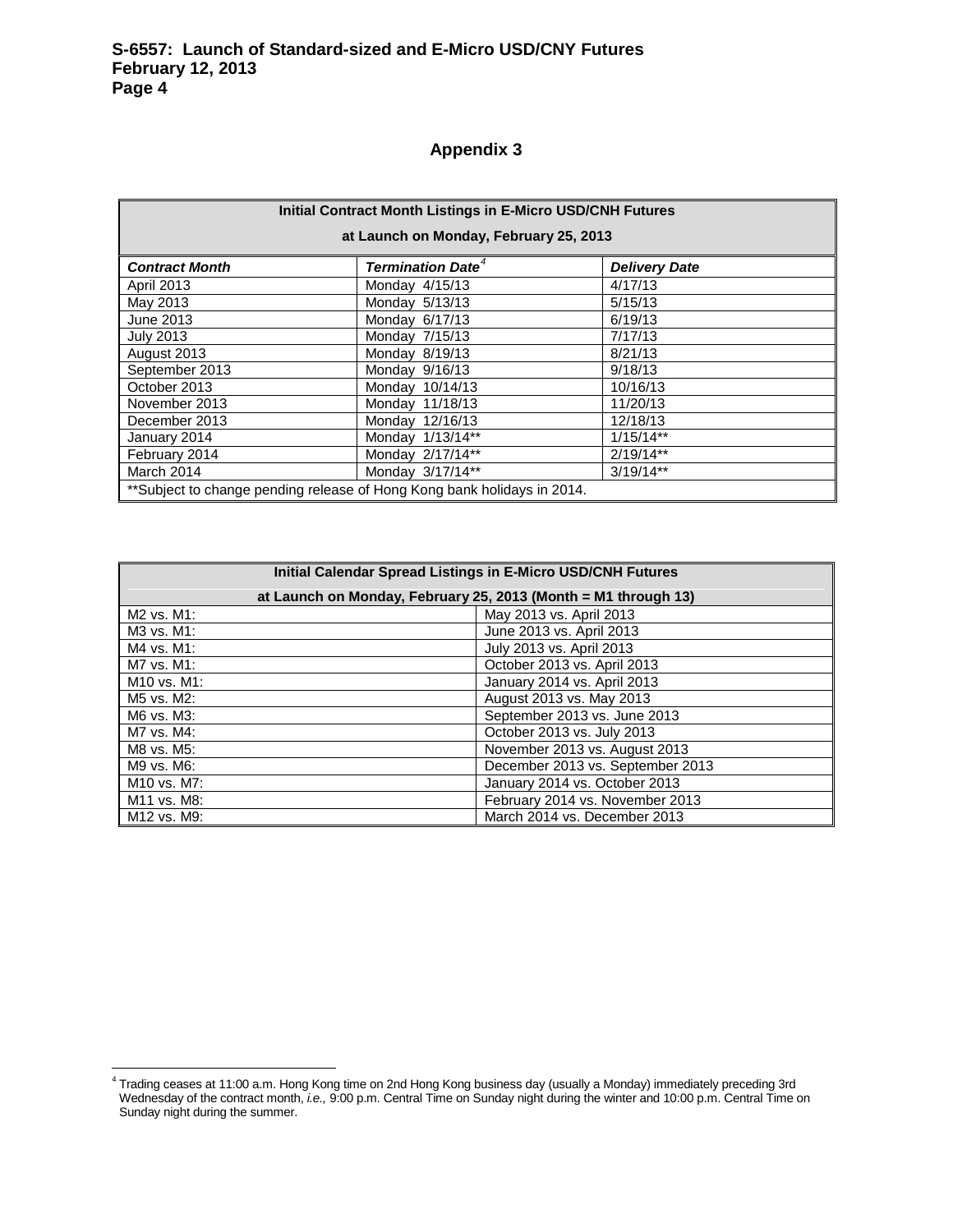## Appendix 3

| Initial Contract Month Listings in E-Micro USD/CNH Futures at Launch on Monday, February 25, 2013 | | |
|---|---|---|
| ***Contract Month*** | ***Termination Date***[4] | ***Delivery Date*** |
| April 2013 | Monday 4/15/13 | 4/17/13 |
| May 2013 | Monday 5/13/13 | 5/15/13 |
| June 2013 | Monday 6/17/13 | 6/19/13 |
| July 2013 | Monday 7/15/13 | 7/17/13 |
| August 2013 | Monday 8/19/13 | 8/21/13 |
| September 2013 | Monday 9/16/13 | 9/18/13 |
| October 2013 | Monday 10/14/13 | 10/16/13 |
| November 2013 | Monday 11/18/13 | 11/20/13 |
| December 2013 | Monday 12/16/13 | 12/18/13 |
| January 2014 | Monday 1/13/14** | 1/15/14** |
| February 2014 | Monday 2/17/14** | 2/19/14** |
| March 2014 | Monday 3/17/14** | 3/19/14** |
| **Subject to change pending release of Hong Kong bank holidays in 2014. | | |

| Initial Calendar Spread Listings in E-Micro USD/CNH Futures at Launch on Monday, February 25, 2013 (Month = M1 through 13) | |
|---|---|
| M2 vs. M1: | May 2013 vs. April 2013 |
| M3 vs. M1: | June 2013 vs. April 2013 |
| M4 vs. M1: | July 2013 vs. April 2013 |
| M7 vs. M1: | October 2013 vs. April 2013 |
| M10 vs. M1: | January 2014 vs. April 2013 |
| M5 vs. M2: | August 2013 vs. May 2013 |
| M6 vs. M3: | September 2013 vs. June 2013 |
| M7 vs. M4: | October 2013 vs. July 2013 |
| M8 vs. M5: | November 2013 vs. August 2013 |
| M9 vs. M6: | December 2013 vs. September 2013 |
| M10 vs. M7: | January 2014 vs. October 2013 |
| M11 vs. M8: | February 2014 vs. November 2013 |
| M12 vs. M9: | March 2014 vs. December 2013 |

[4] Trading ceases at 11:00 a.m. Hong Kong time on 2nd Hong Kong business day (usually a Monday) immediately preceding 3rd Wednesday of the contract month, *i.e.,* 9:00 p.m. Central Time on Sunday night during the winter and 10:00 p.m. Central Time on Sunday night during the summer.